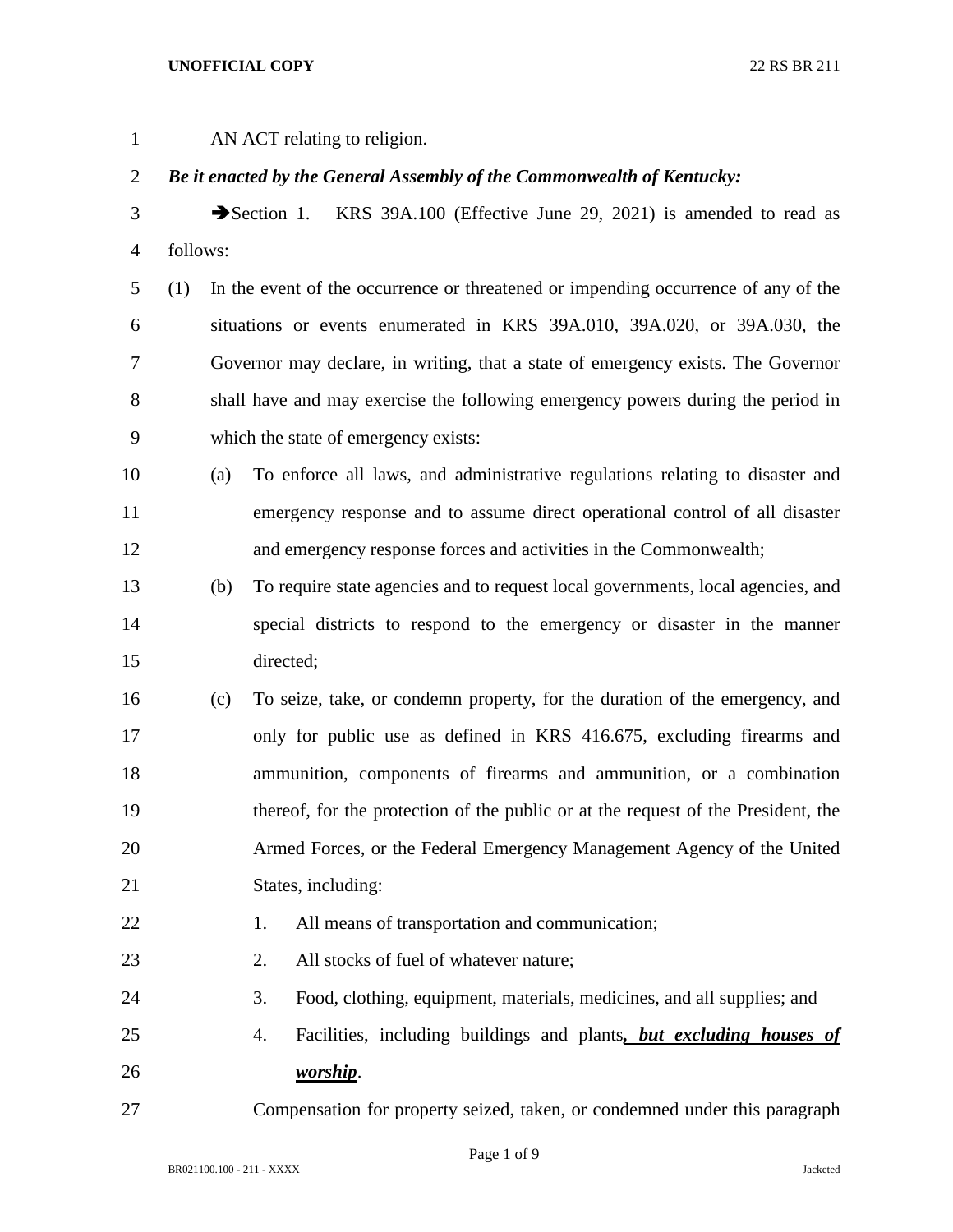AN ACT relating to religion.

***Be it enacted by the General Assembly of the Commonwealth of Kentucky:***

➔Section 1. KRS 39A.100 (Effective June 29, 2021) is amended to read as follows:

(1) In the event of the occurrence or threatened or impending occurrence of any of the situations or events enumerated in KRS 39A.010, 39A.020, or 39A.030, the Governor may declare, in writing, that a state of emergency exists. The Governor shall have and may exercise the following emergency powers during the period in which the state of emergency exists:

   (a) To enforce all laws, and administrative regulations relating to disaster and emergency response and to assume direct operational control of all disaster and emergency response forces and activities in the Commonwealth;

   (b) To require state agencies and to request local governments, local agencies, and special districts to respond to the emergency or disaster in the manner directed;

   (c) To seize, take, or condemn property, for the duration of the emergency, and only for public use as defined in KRS 416.675, excluding firearms and ammunition, components of firearms and ammunition, or a combination thereof, for the protection of the public or at the request of the President, the Armed Forces, or the Federal Emergency Management Agency of the United States, including:

      1. All means of transportation and communication;

      2. All stocks of fuel of whatever nature;

      3. Food, clothing, equipment, materials, medicines, and all supplies; and

      4. Facilities, including buildings and plants***<u>, but excluding houses of worship</u>***.

   Compensation for property seized, taken, or condemned under this paragraph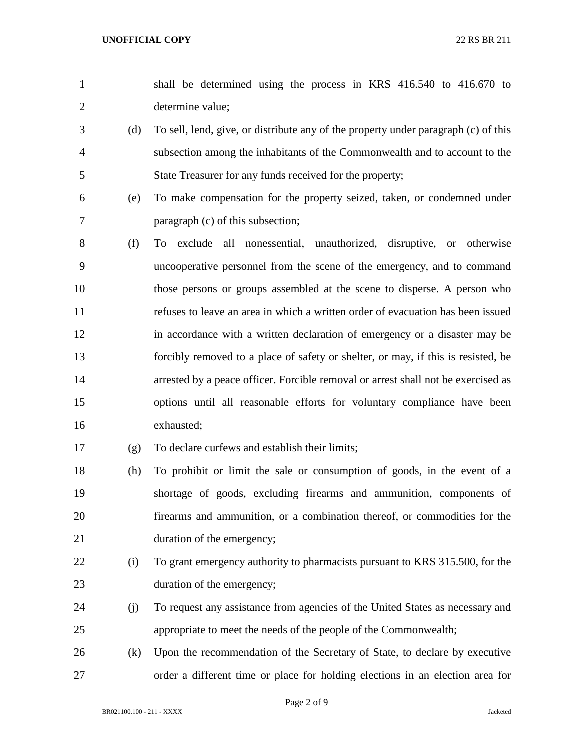shall be determined using the process in KRS 416.540 to 416.670 to determine value;

(d) To sell, lend, give, or distribute any of the property under paragraph (c) of this subsection among the inhabitants of the Commonwealth and to account to the State Treasurer for any funds received for the property;

(e) To make compensation for the property seized, taken, or condemned under paragraph (c) of this subsection;

(f) To exclude all nonessential, unauthorized, disruptive, or otherwise uncooperative personnel from the scene of the emergency, and to command those persons or groups assembled at the scene to disperse. A person who refuses to leave an area in which a written order of evacuation has been issued in accordance with a written declaration of emergency or a disaster may be forcibly removed to a place of safety or shelter, or may, if this is resisted, be arrested by a peace officer. Forcible removal or arrest shall not be exercised as options until all reasonable efforts for voluntary compliance have been exhausted;

(g) To declare curfews and establish their limits;

(h) To prohibit or limit the sale or consumption of goods, in the event of a shortage of goods, excluding firearms and ammunition, components of firearms and ammunition, or a combination thereof, or commodities for the duration of the emergency;

(i) To grant emergency authority to pharmacists pursuant to KRS 315.500, for the duration of the emergency;

(j) To request any assistance from agencies of the United States as necessary and appropriate to meet the needs of the people of the Commonwealth;

(k) Upon the recommendation of the Secretary of State, to declare by executive order a different time or place for holding elections in an election area for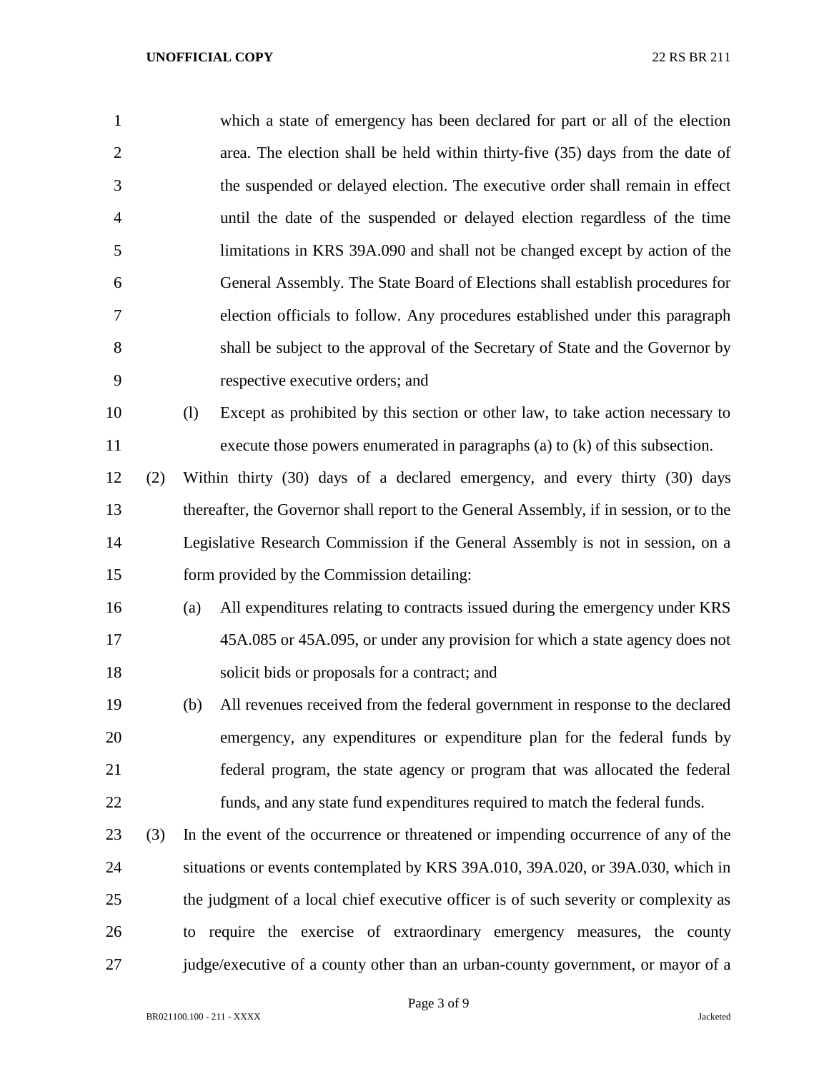which a state of emergency has been declared for part or all of the election area. The election shall be held within thirty-five (35) days from the date of the suspended or delayed election. The executive order shall remain in effect until the date of the suspended or delayed election regardless of the time limitations in KRS 39A.090 and shall not be changed except by action of the General Assembly. The State Board of Elections shall establish procedures for election officials to follow. Any procedures established under this paragraph shall be subject to the approval of the Secretary of State and the Governor by respective executive orders; and

(l) Except as prohibited by this section or other law, to take action necessary to execute those powers enumerated in paragraphs (a) to (k) of this subsection.

(2) Within thirty (30) days of a declared emergency, and every thirty (30) days thereafter, the Governor shall report to the General Assembly, if in session, or to the Legislative Research Commission if the General Assembly is not in session, on a form provided by the Commission detailing:

(a) All expenditures relating to contracts issued during the emergency under KRS 45A.085 or 45A.095, or under any provision for which a state agency does not solicit bids or proposals for a contract; and

(b) All revenues received from the federal government in response to the declared emergency, any expenditures or expenditure plan for the federal funds by federal program, the state agency or program that was allocated the federal funds, and any state fund expenditures required to match the federal funds.

(3) In the event of the occurrence or threatened or impending occurrence of any of the situations or events contemplated by KRS 39A.010, 39A.020, or 39A.030, which in the judgment of a local chief executive officer is of such severity or complexity as to require the exercise of extraordinary emergency measures, the county judge/executive of a county other than an urban-county government, or mayor of a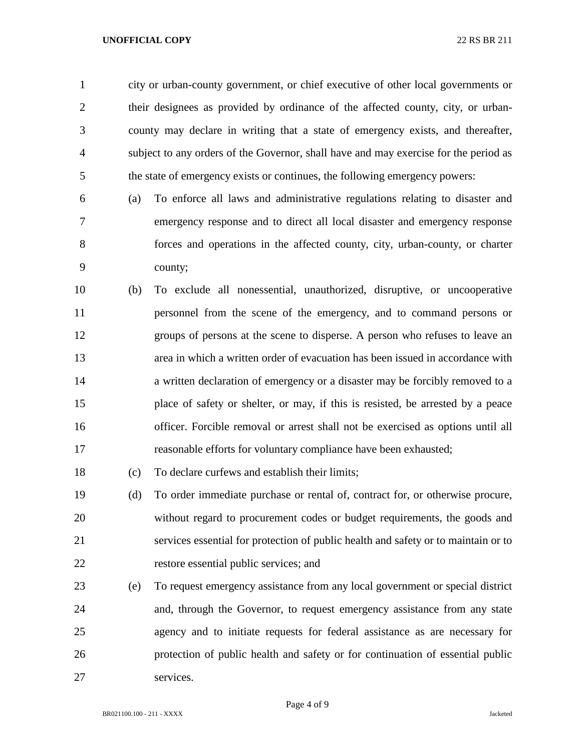city or urban-county government, or chief executive of other local governments or their designees as provided by ordinance of the affected county, city, or urban-county may declare in writing that a state of emergency exists, and thereafter, subject to any orders of the Governor, shall have and may exercise for the period as the state of emergency exists or continues, the following emergency powers:

(a) To enforce all laws and administrative regulations relating to disaster and emergency response and to direct all local disaster and emergency response forces and operations in the affected county, city, urban-county, or charter county;

(b) To exclude all nonessential, unauthorized, disruptive, or uncooperative personnel from the scene of the emergency, and to command persons or groups of persons at the scene to disperse. A person who refuses to leave an area in which a written order of evacuation has been issued in accordance with a written declaration of emergency or a disaster may be forcibly removed to a place of safety or shelter, or may, if this is resisted, be arrested by a peace officer. Forcible removal or arrest shall not be exercised as options until all reasonable efforts for voluntary compliance have been exhausted;

(c) To declare curfews and establish their limits;

(d) To order immediate purchase or rental of, contract for, or otherwise procure, without regard to procurement codes or budget requirements, the goods and services essential for protection of public health and safety or to maintain or to restore essential public services; and

(e) To request emergency assistance from any local government or special district and, through the Governor, to request emergency assistance from any state agency and to initiate requests for federal assistance as are necessary for protection of public health and safety or for continuation of essential public services.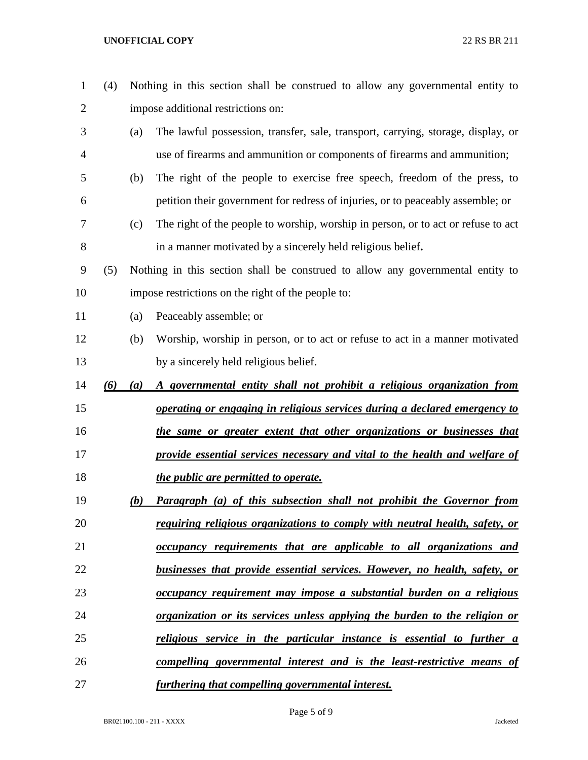(4) Nothing in this section shall be construed to allow any governmental entity to impose additional restrictions on:

(a) The lawful possession, transfer, sale, transport, carrying, storage, display, or use of firearms and ammunition or components of firearms and ammunition;

(b) The right of the people to exercise free speech, freedom of the press, to petition their government for redress of injuries, or to peaceably assemble; or

(c) The right of the people to worship, worship in person, or to act or refuse to act in a manner motivated by a sincerely held religious belief**.**

(5) Nothing in this section shall be construed to allow any governmental entity to impose restrictions on the right of the people to:

(a) Peaceably assemble; or

(b) Worship, worship in person, or to act or refuse to act in a manner motivated by a sincerely held religious belief.

***(6) (a) A governmental entity shall not prohibit a religious organization from operating or engaging in religious services during a declared emergency to the same or greater extent that other organizations or businesses that provide essential services necessary and vital to the health and welfare of the public are permitted to operate.***

***(b) Paragraph (a) of this subsection shall not prohibit the Governor from requiring religious organizations to comply with neutral health, safety, or occupancy requirements that are applicable to all organizations and businesses that provide essential services. However, no health, safety, or occupancy requirement may impose a substantial burden on a religious organization or its services unless applying the burden to the religion or religious service in the particular instance is essential to further a compelling governmental interest and is the least-restrictive means of furthering that compelling governmental interest.***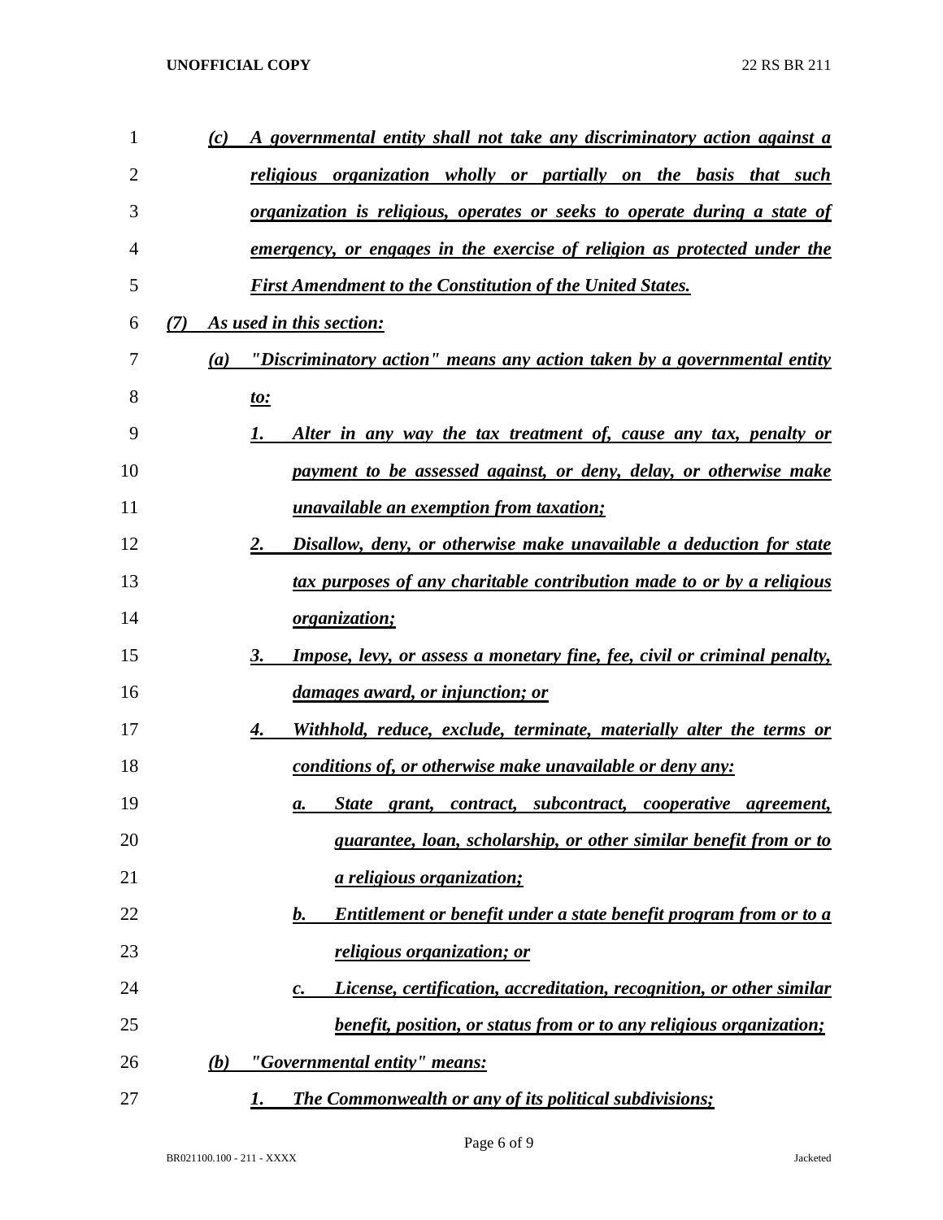(c) *A governmental entity shall not take any discriminatory action against a religious organization wholly or partially on the basis that such organization is religious, operates or seeks to operate during a state of emergency, or engages in the exercise of religion as protected under the First Amendment to the Constitution of the United States.*

(7) *As used in this section:*

(a) *"Discriminatory action" means any action taken by a governmental entity to:*

1. *Alter in any way the tax treatment of, cause any tax, penalty or payment to be assessed against, or deny, delay, or otherwise make unavailable an exemption from taxation;*
2. *Disallow, deny, or otherwise make unavailable a deduction for state tax purposes of any charitable contribution made to or by a religious organization;*
3. *Impose, levy, or assess a monetary fine, fee, civil or criminal penalty, damages award, or injunction; or*
4. *Withhold, reduce, exclude, terminate, materially alter the terms or conditions of, or otherwise make unavailable or deny any:*
   a. *State grant, contract, subcontract, cooperative agreement, guarantee, loan, scholarship, or other similar benefit from or to a religious organization;*
   b. *Entitlement or benefit under a state benefit program from or to a religious organization; or*
   c. *License, certification, accreditation, recognition, or other similar benefit, position, or status from or to any religious organization;*

(b) *"Governmental entity" means:*

1. *The Commonwealth or any of its political subdivisions;*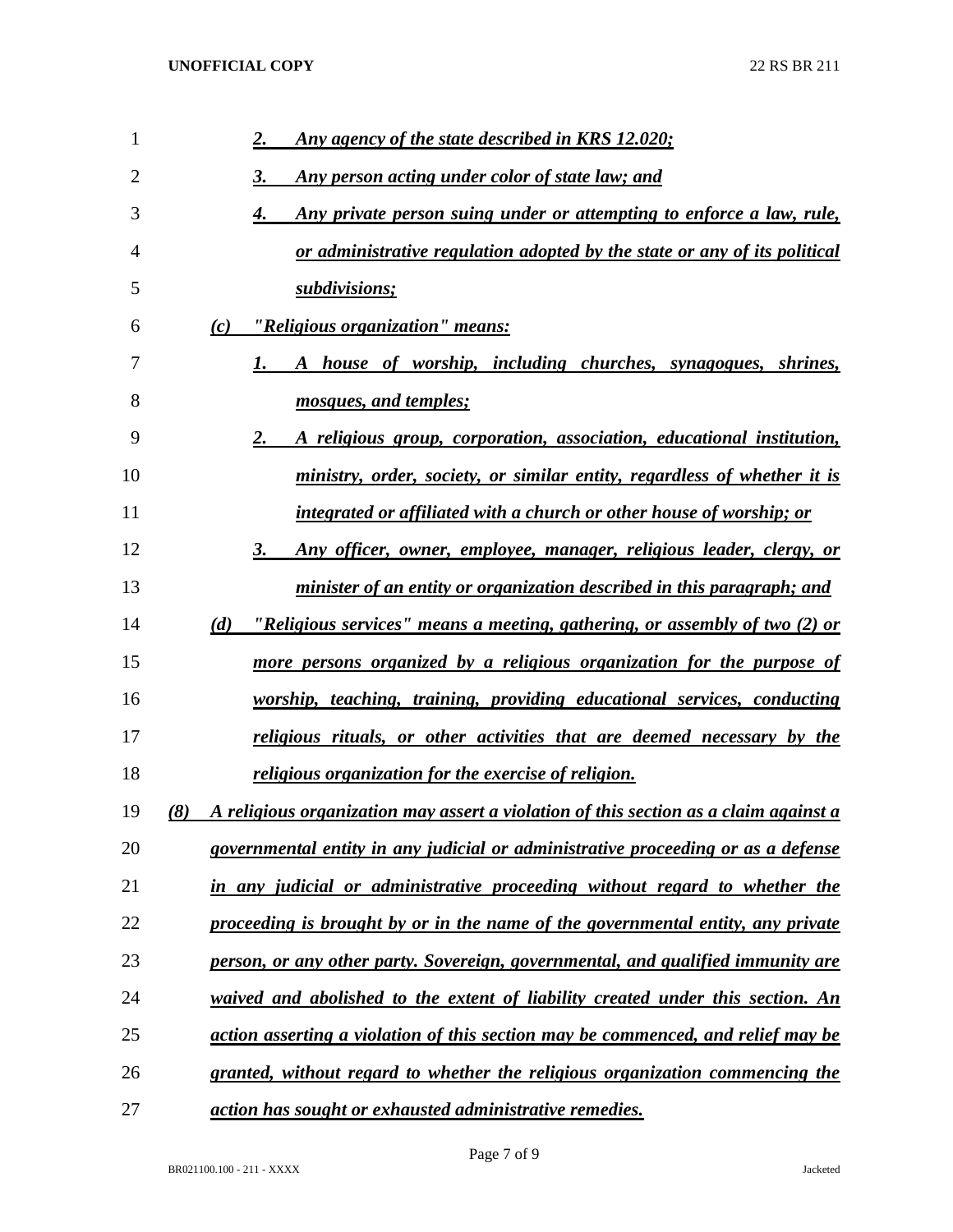2. *Any agency of the state described in KRS 12.020;*

3. *Any person acting under color of state law; and*

4. *Any private person suing under or attempting to enforce a law, rule, or administrative regulation adopted by the state or any of its political subdivisions;*

(c) *"Religious organization" means:*

1. *A house of worship, including churches, synagogues, shrines, mosques, and temples;*

2. *A religious group, corporation, association, educational institution, ministry, order, society, or similar entity, regardless of whether it is integrated or affiliated with a church or other house of worship; or*

3. *Any officer, owner, employee, manager, religious leader, clergy, or minister of an entity or organization described in this paragraph; and*

(d) *"Religious services" means a meeting, gathering, or assembly of two (2) or more persons organized by a religious organization for the purpose of worship, teaching, training, providing educational services, conducting religious rituals, or other activities that are deemed necessary by the religious organization for the exercise of religion.*

(8) *A religious organization may assert a violation of this section as a claim against a governmental entity in any judicial or administrative proceeding or as a defense in any judicial or administrative proceeding without regard to whether the proceeding is brought by or in the name of the governmental entity, any private person, or any other party. Sovereign, governmental, and qualified immunity are waived and abolished to the extent of liability created under this section. An action asserting a violation of this section may be commenced, and relief may be granted, without regard to whether the religious organization commencing the action has sought or exhausted administrative remedies.*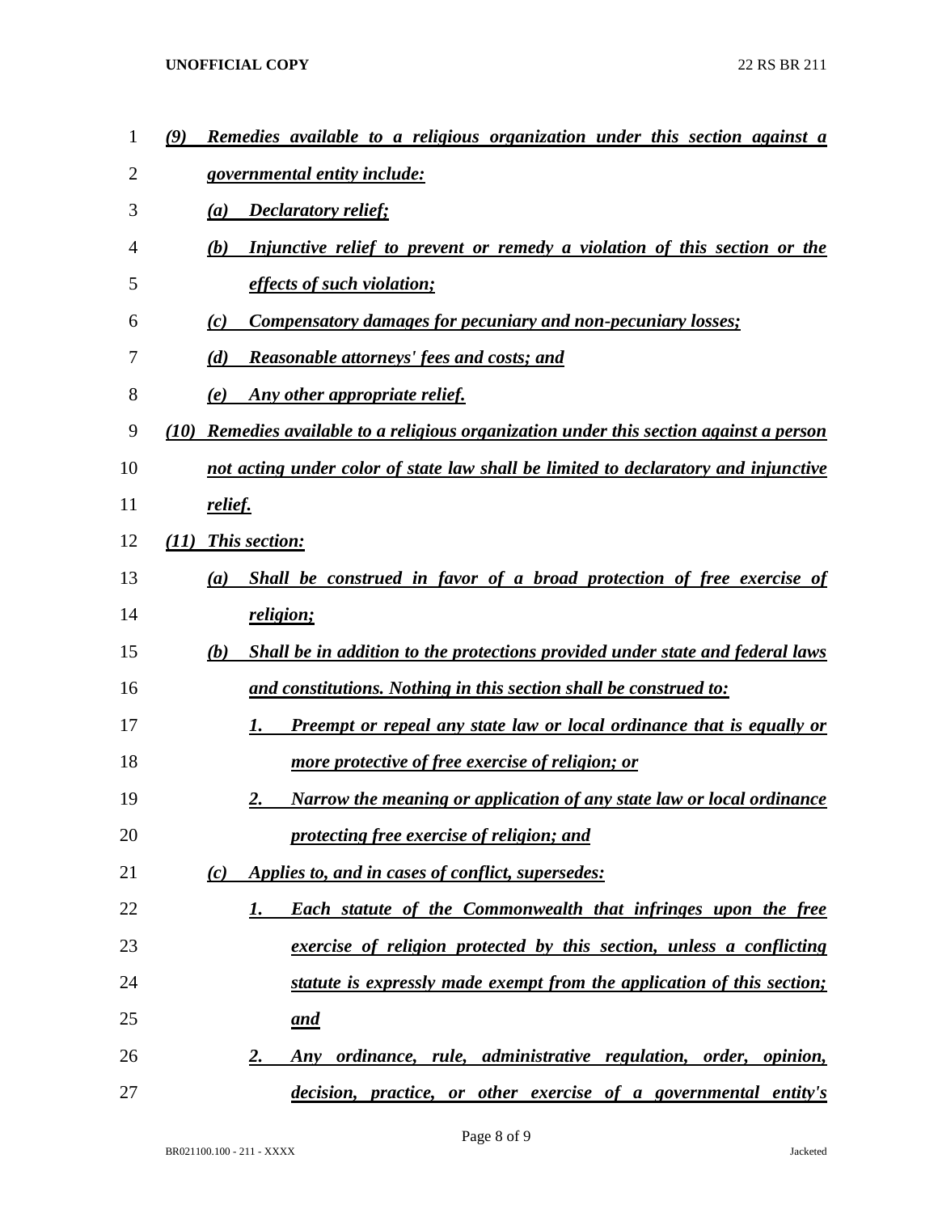*(9) Remedies available to a religious organization under this section against a governmental entity include:*

*(a) Declaratory relief;*

*(b) Injunctive relief to prevent or remedy a violation of this section or the effects of such violation;*

*(c) Compensatory damages for pecuniary and non-pecuniary losses;*

*(d) Reasonable attorneys' fees and costs; and*

*(e) Any other appropriate relief.*

*(10) Remedies available to a religious organization under this section against a person not acting under color of state law shall be limited to declaratory and injunctive relief.*

*(11) This section:*

*(a) Shall be construed in favor of a broad protection of free exercise of religion;*

*(b) Shall be in addition to the protections provided under state and federal laws and constitutions. Nothing in this section shall be construed to:*

*1. Preempt or repeal any state law or local ordinance that is equally or more protective of free exercise of religion; or*

*2. Narrow the meaning or application of any state law or local ordinance protecting free exercise of religion; and*

*(c) Applies to, and in cases of conflict, supersedes:*

*1. Each statute of the Commonwealth that infringes upon the free exercise of religion protected by this section, unless a conflicting statute is expressly made exempt from the application of this section; and*

*2. Any ordinance, rule, administrative regulation, order, opinion, decision, practice, or other exercise of a governmental entity's*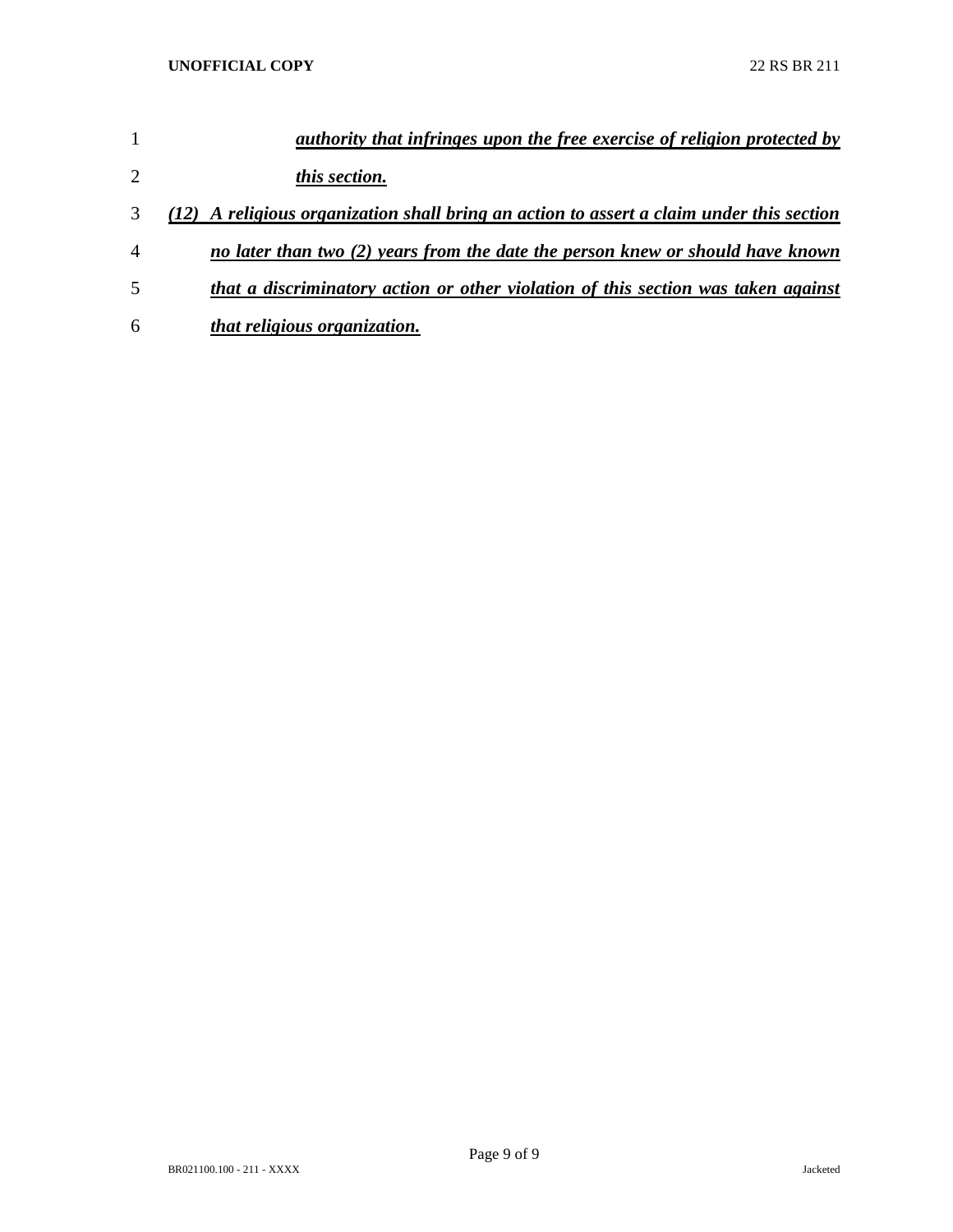***authority that infringes upon the free exercise of religion protected by this section.***

***(12) A religious organization shall bring an action to assert a claim under this section no later than two (2) years from the date the person knew or should have known that a discriminatory action or other violation of this section was taken against that religious organization.***